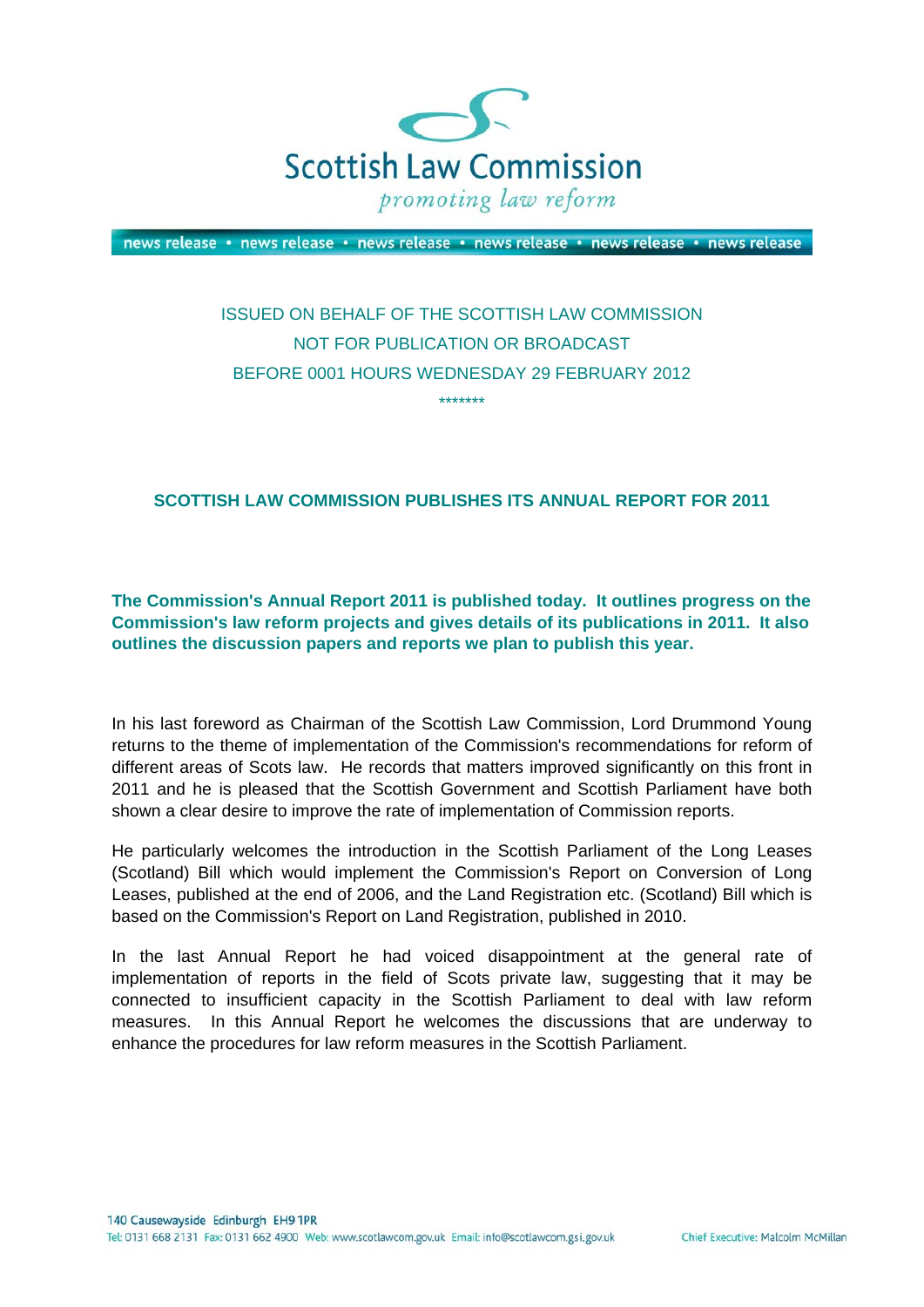Scottish Law Commission

*promoting law reform*

news release • news release • news release • news release • news release • news release

ISSUED ON BEHALF OF THE SCOTTISH LAW COMMISSION
NOT FOR PUBLICATION OR BROADCAST
BEFORE 0001 HOURS WEDNESDAY 29 FEBRUARY 2012

*******

## SCOTTISH LAW COMMISSION PUBLISHES ITS ANNUAL REPORT FOR 2011

**The Commission's Annual Report 2011 is published today. It outlines progress on the Commission's law reform projects and gives details of its publications in 2011. It also outlines the discussion papers and reports we plan to publish this year.**

In his last foreword as Chairman of the Scottish Law Commission, Lord Drummond Young returns to the theme of implementation of the Commission's recommendations for reform of different areas of Scots law. He records that matters improved significantly on this front in 2011 and he is pleased that the Scottish Government and Scottish Parliament have both shown a clear desire to improve the rate of implementation of Commission reports.

He particularly welcomes the introduction in the Scottish Parliament of the Long Leases (Scotland) Bill which would implement the Commission's Report on Conversion of Long Leases, published at the end of 2006, and the Land Registration etc. (Scotland) Bill which is based on the Commission's Report on Land Registration, published in 2010.

In the last Annual Report he had voiced disappointment at the general rate of implementation of reports in the field of Scots private law, suggesting that it may be connected to insufficient capacity in the Scottish Parliament to deal with law reform measures. In this Annual Report he welcomes the discussions that are underway to enhance the procedures for law reform measures in the Scottish Parliament.

140 Causewayside Edinburgh EH9 1PR
Tel: 0131 668 2131 Fax: 0131 662 4900 Web: www.scotlawcom.gov.uk Email: info@scotlawcom.gsi.gov.uk
Chief Executive: Malcolm McMillan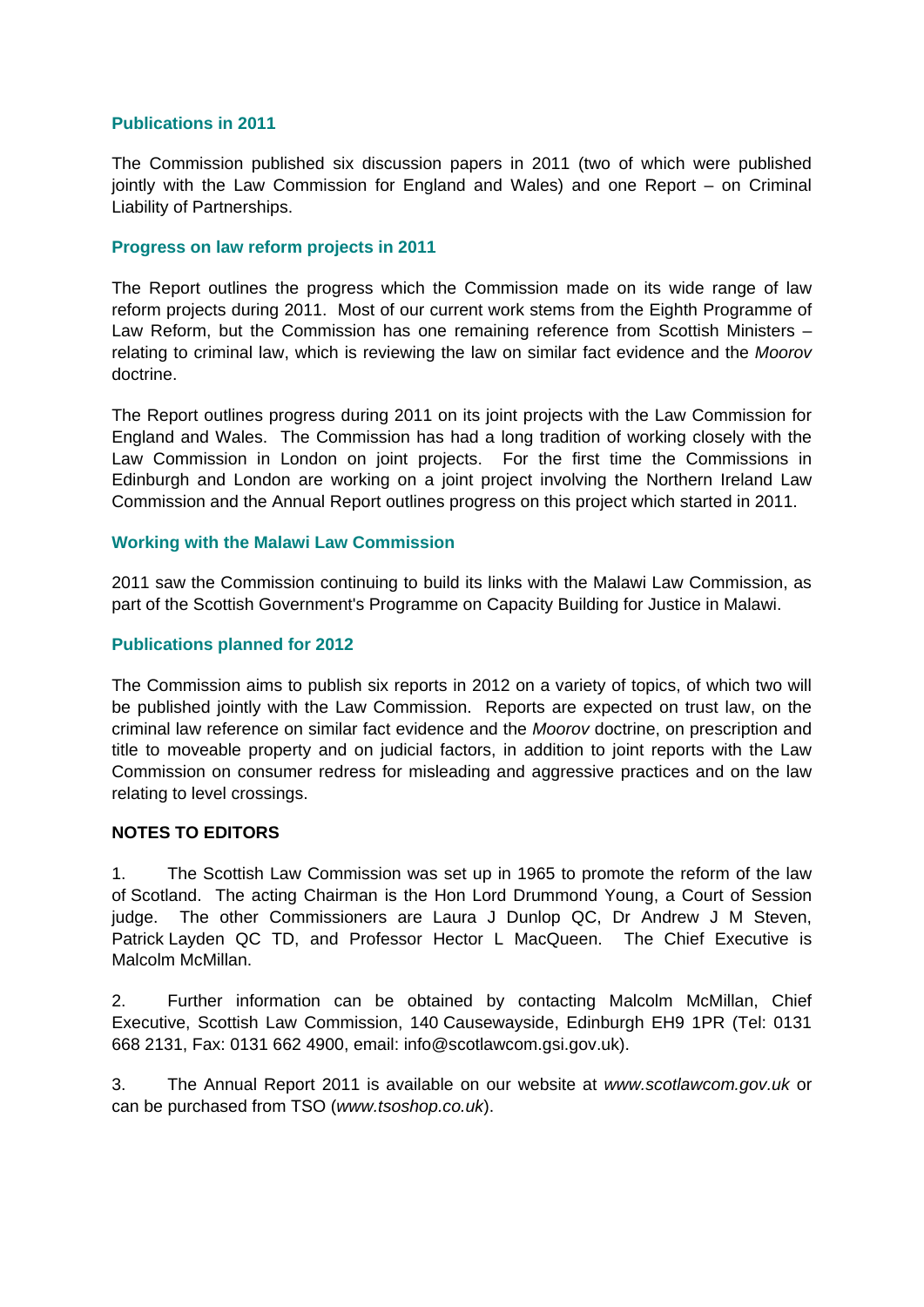## Publications in 2011

The Commission published six discussion papers in 2011 (two of which were published jointly with the Law Commission for England and Wales) and one Report – on Criminal Liability of Partnerships.

## Progress on law reform projects in 2011

The Report outlines the progress which the Commission made on its wide range of law reform projects during 2011. Most of our current work stems from the Eighth Programme of Law Reform, but the Commission has one remaining reference from Scottish Ministers – relating to criminal law, which is reviewing the law on similar fact evidence and the *Moorov* doctrine.

The Report outlines progress during 2011 on its joint projects with the Law Commission for England and Wales. The Commission has had a long tradition of working closely with the Law Commission in London on joint projects. For the first time the Commissions in Edinburgh and London are working on a joint project involving the Northern Ireland Law Commission and the Annual Report outlines progress on this project which started in 2011.

## Working with the Malawi Law Commission

2011 saw the Commission continuing to build its links with the Malawi Law Commission, as part of the Scottish Government's Programme on Capacity Building for Justice in Malawi.

## Publications planned for 2012

The Commission aims to publish six reports in 2012 on a variety of topics, of which two will be published jointly with the Law Commission. Reports are expected on trust law, on the criminal law reference on similar fact evidence and the *Moorov* doctrine, on prescription and title to moveable property and on judicial factors, in addition to joint reports with the Law Commission on consumer redress for misleading and aggressive practices and on the law relating to level crossings.

**NOTES TO EDITORS**

1. The Scottish Law Commission was set up in 1965 to promote the reform of the law of Scotland. The acting Chairman is the Hon Lord Drummond Young, a Court of Session judge. The other Commissioners are Laura J Dunlop QC, Dr Andrew J M Steven, Patrick Layden QC TD, and Professor Hector L MacQueen. The Chief Executive is Malcolm McMillan.

2. Further information can be obtained by contacting Malcolm McMillan, Chief Executive, Scottish Law Commission, 140 Causewayside, Edinburgh EH9 1PR (Tel: 0131 668 2131, Fax: 0131 662 4900, email: info@scotlawcom.gsi.gov.uk).

3. The Annual Report 2011 is available on our website at *www.scotlawcom.gov.uk* or can be purchased from TSO (*www.tsoshop.co.uk*).